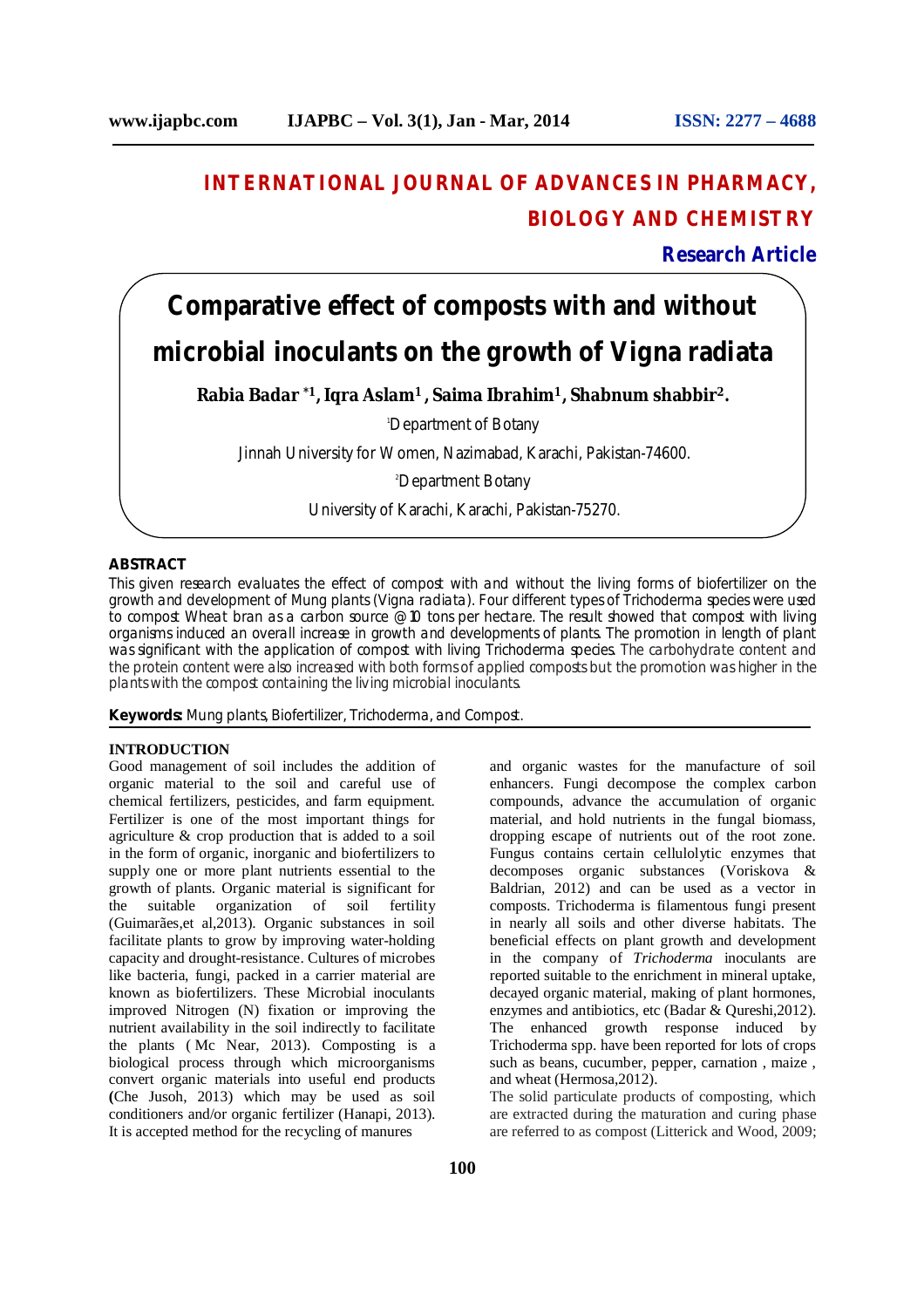# INTERNATIONAL JOURNAL OF ADVANCES IN PHARMACY, BIOLOGY AND CHEMISTRY

**Research Article**

# Comparative effect of composts with and without microbial inoculants on the growth of Vigna radiata

**Rabia Badar [*1], Iqra Aslam[1], Saima Ibrahim[1], Shabnum shabbir[2].**

[1]Department of Botany

Jinnah University for Women, Nazimabad, Karachi, Pakistan-74600.

[2]Department Botany

University of Karachi, Karachi, Pakistan-75270.

## ABSTRACT

This given research evaluates the effect of compost with and without the living forms of biofertilizer on the growth and development of Mung plants (*Vigna radiata*). Four different types of Trichoderma species were used to compost Wheat bran as a carbon source @10 tons per hectare. The result showed that compost with living organisms induced an overall increase in growth and developments of plants. The promotion in length of plant was significant with the application of compost with living Trichoderma species. The carbohydrate content and the protein content were also increased with both forms of applied composts but the promotion was higher in the plants with the compost containing the living microbial inoculants.

**Keywords:** Mung plants, Biofertilizer, Trichoderma, and Compost.

## INTRODUCTION

Good management of soil includes the addition of organic material to the soil and careful use of chemical fertilizers, pesticides, and farm equipment. Fertilizer is one of the most important things for agriculture & crop production that is added to a soil in the form of organic, inorganic and biofertilizers to supply one or more plant nutrients essential to the growth of plants. Organic material is significant for the suitable organization of soil fertility (Guimarães,et al,2013). Organic substances in soil facilitate plants to grow by improving water-holding capacity and drought-resistance. Cultures of microbes like bacteria, fungi, packed in a carrier material are known as biofertilizers. These Microbial inoculants improved Nitrogen (N) fixation or improving the nutrient availability in the soil indirectly to facilitate the plants ( Mc Near, 2013). Composting is a biological process through which microorganisms convert organic materials into useful end products **(**Che Jusoh, 2013) which may be used as soil conditioners and/or organic fertilizer (Hanapi, 2013). It is accepted method for the recycling of manures and organic wastes for the manufacture of soil enhancers. Fungi decompose the complex carbon compounds, advance the accumulation of organic material, and hold nutrients in the fungal biomass, dropping escape of nutrients out of the root zone. Fungus contains certain cellulolytic enzymes that decomposes organic substances (Voriskova & Baldrian, 2012) and can be used as a vector in composts. Trichoderma is filamentous fungi present in nearly all soils and other diverse habitats. The beneficial effects on plant growth and development in the company of *Trichoderma* inoculants are reported suitable to the enrichment in mineral uptake, decayed organic material, making of plant hormones, enzymes and antibiotics, etc (Badar & Qureshi,2012). The enhanced growth response induced by Trichoderma spp. have been reported for lots of crops such as beans, cucumber, pepper, carnation , maize , and wheat (Hermosa,2012).

The solid particulate products of composting, which are extracted during the maturation and curing phase are referred to as compost (Litterick and Wood, 2009;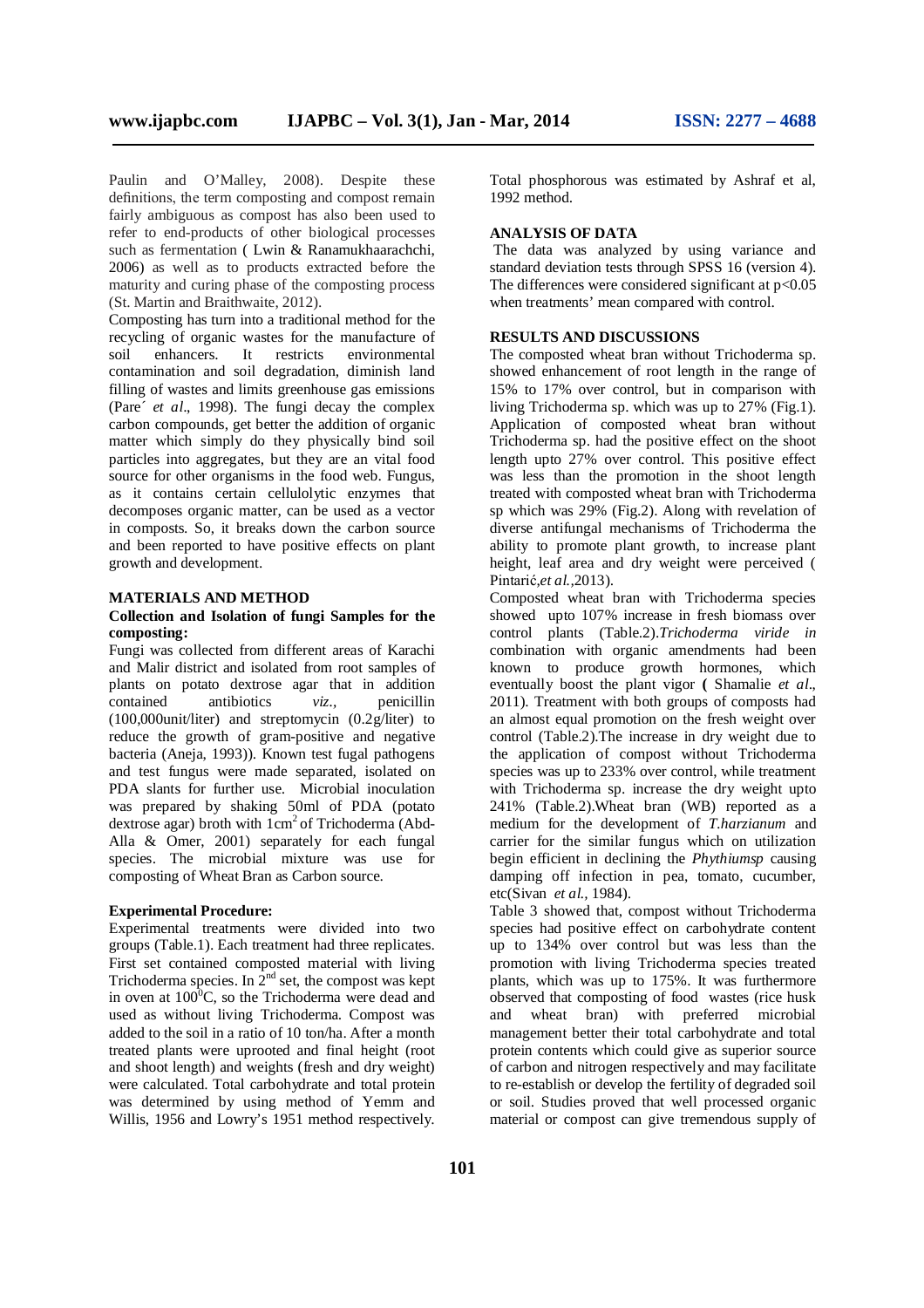Paulin and O'Malley, 2008). Despite these definitions, the term composting and compost remain fairly ambiguous as compost has also been used to refer to end-products of other biological processes such as fermentation ( Lwin & Ranamukhaarachchi, 2006) as well as to products extracted before the maturity and curing phase of the composting process (St. Martin and Braithwaite, 2012).

Composting has turn into a traditional method for the recycling of organic wastes for the manufacture of soil enhancers. It restricts environmental contamination and soil degradation, diminish land filling of wastes and limits greenhouse gas emissions (Pare´ *et al*., 1998). The fungi decay the complex carbon compounds, get better the addition of organic matter which simply do they physically bind soil particles into aggregates, but they are an vital food source for other organisms in the food web. Fungus, as it contains certain cellulolytic enzymes that decomposes organic matter, can be used as a vector in composts. So, it breaks down the carbon source and been reported to have positive effects on plant growth and development.

## MATERIALS AND METHOD

### Collection and Isolation of fungi Samples for the composting:

Fungi was collected from different areas of Karachi and Malir district and isolated from root samples of plants on potato dextrose agar that in addition contained antibiotics *viz*., penicillin (100,000unit/liter) and streptomycin (0.2g/liter) to reduce the growth of gram-positive and negative bacteria (Aneja, 1993)). Known test fugal pathogens and test fungus were made separated, isolated on PDA slants for further use. Microbial inoculation was prepared by shaking 50ml of PDA (potato dextrose agar) broth with $1cm^2$ of Trichoderma (Abd-Alla & Omer, 2001) separately for each fungal species. The microbial mixture was use for composting of Wheat Bran as Carbon source.

### Experimental Procedure:

Experimental treatments were divided into two groups (Table.1). Each treatment had three replicates. First set contained composted material with living Trichoderma species. In $2^{nd}$ set, the compost was kept in oven at $100^0$C, so the Trichoderma were dead and used as without living Trichoderma. Compost was added to the soil in a ratio of 10 ton/ha. After a month treated plants were uprooted and final height (root and shoot length) and weights (fresh and dry weight) were calculated. Total carbohydrate and total protein was determined by using method of Yemm and Willis, 1956 and Lowry's 1951 method respectively. Total phosphorous was estimated by Ashraf et al, 1992 method.

## ANALYSIS OF DATA

The data was analyzed by using variance and standard deviation tests through SPSS 16 (version 4). The differences were considered significant at $p<0.05$ when treatments' mean compared with control.

## RESULTS AND DISCUSSIONS

The composted wheat bran without Trichoderma sp. showed enhancement of root length in the range of 15% to 17% over control, but in comparison with living Trichoderma sp. which was up to 27% (Fig.1). Application of composted wheat bran without Trichoderma sp. had the positive effect on the shoot length upto 27% over control. This positive effect was less than the promotion in the shoot length treated with composted wheat bran with Trichoderma sp which was 29% (Fig.2). Along with revelation of diverse antifungal mechanisms of Trichoderma the ability to promote plant growth, to increase plant height, leaf area and dry weight were perceived ( Pintarić,*et al.*,2013).

Composted wheat bran with Trichoderma species showed upto 107% increase in fresh biomass over control plants (Table.2).*Trichoderma viride in* combination with organic amendments had been known to produce growth hormones, which eventually boost the plant vigor **(** Shamalie *et al*., 2011). Treatment with both groups of composts had an almost equal promotion on the fresh weight over control (Table.2).The increase in dry weight due to the application of compost without Trichoderma species was up to 233% over control, while treatment with Trichoderma sp. increase the dry weight upto 241% (Table.2).Wheat bran (WB) reported as a medium for the development of *T.harzianum* and carrier for the similar fungus which on utilization begin efficient in declining the *Phythiumsp* causing damping off infection in pea, tomato, cucumber, etc(Sivan *et al.*, 1984).

Table 3 showed that, compost without Trichoderma species had positive effect on carbohydrate content up to 134% over control but was less than the promotion with living Trichoderma species treated plants, which was up to 175%. It was furthermore observed that composting of food wastes (rice husk and wheat bran) with preferred microbial management better their total carbohydrate and total protein contents which could give as superior source of carbon and nitrogen respectively and may facilitate to re-establish or develop the fertility of degraded soil or soil. Studies proved that well processed organic material or compost can give tremendous supply of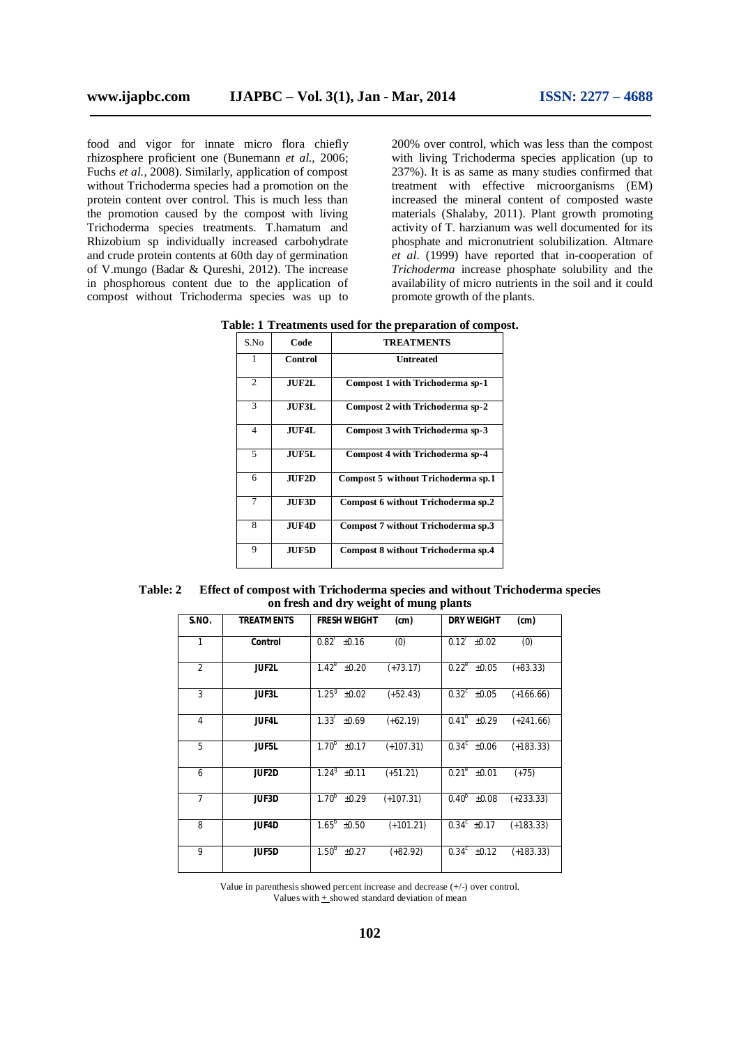food and vigor for innate micro flora chiefly rhizosphere proficient one (Bunemann *et al.,* 2006; Fuchs *et al.*, 2008). Similarly, application of compost without Trichoderma species had a promotion on the protein content over control. This is much less than the promotion caused by the compost with living Trichoderma species treatments. T.hamatum and Rhizobium sp individually increased carbohydrate and crude protein contents at 60th day of germination of V.mungo (Badar & Qureshi, 2012). The increase in phosphorous content due to the application of compost without Trichoderma species was up to 200% over control, which was less than the compost with living Trichoderma species application (up to 237%). It is as same as many studies confirmed that treatment with effective microorganisms (EM) increased the mineral content of composted waste materials (Shalaby, 2011). Plant growth promoting activity of T. harzianum was well documented for its phosphate and micronutrient solubilization. Altmare *et al*. (1999) have reported that in-cooperation of *Trichoderma* increase phosphate solubility and the availability of micro nutrients in the soil and it could promote growth of the plants.

**Table: 1 Treatments used for the preparation of compost.**

| S.No | Code | TREATMENTS |
|---|---|---|
| 1 | **Control** | **Untreated** |
| 2 | **JUF2L** | **Compost 1 with Trichoderma sp-1** |
| 3 | **JUF3L** | **Compost 2 with Trichoderma sp-2** |
| 4 | **JUF4L** | **Compost 3 with Trichoderma sp-3** |
| 5 | **JUF5L** | **Compost 4 with Trichoderma sp-4** |
| 6 | **JUF2D** | **Compost 5 without Trichoderma sp.1** |
| 7 | **JUF3D** | **Compost 6 without Trichoderma sp.2** |
| 8 | **JUF4D** | **Compost 7 without Trichoderma sp.3** |
| 9 | **JUF5D** | **Compost 8 without Trichoderma sp.4** |

**Table: 2 Effect of compost with Trichoderma species and without Trichoderma species on fresh and dry weight of mung plants**

| S.NO. | TREATMENTS | FRESH WEIGHT (cm) | DRY WEIGHT (cm) |
|---|---|---|---|
| 1 | **Control** | $0.82^{i}$ ±0.16 (0) | $0.12^{i}$ ±0.02 (0) |
| 2 | **JUF2L** | $1.42^{e}$ ±0.20 (+73.17) | $0.22^{e}$ ±0.05 (+83.33) |
| 3 | **JUF3L** | $1.25^{g}$ ±0.02 (+52.43) | $0.32^{c}$ ±0.05 (+166.66) |
| 4 | **JUF4L** | $1.33^{f}$ ±0.69 (+62.19) | $0.41^{b}$ ±0.29 (+241.66) |
| 5 | **JUF5L** | $1.70^{b}$ ±0.17 (+107.31) | $0.34^{c}$ ±0.06 (+183.33) |
| 6 | **JUF2D** | $1.24^{g}$ ±0.11 (+51.21) | $0.21^{e}$ ±0.01 (+75) |
| 7 | **JUF3D** | $1.70^{b}$ ±0.29 (+107.31) | $0.40^{b}$ ±0.08 (+233.33) |
| 8 | **JUF4D** | $1.65^{c}$ ±0.50 (+101.21) | $0.34^{c}$ ±0.17 (+183.33) |
| 9 | **JUF5D** | $1.50^{d}$ ±0.27 (+82.92) | $0.34^{c}$ ±0.12 (+183.33) |

Value in parenthesis showed percent increase and decrease (+/-) over control.
Values with ± showed standard deviation of mean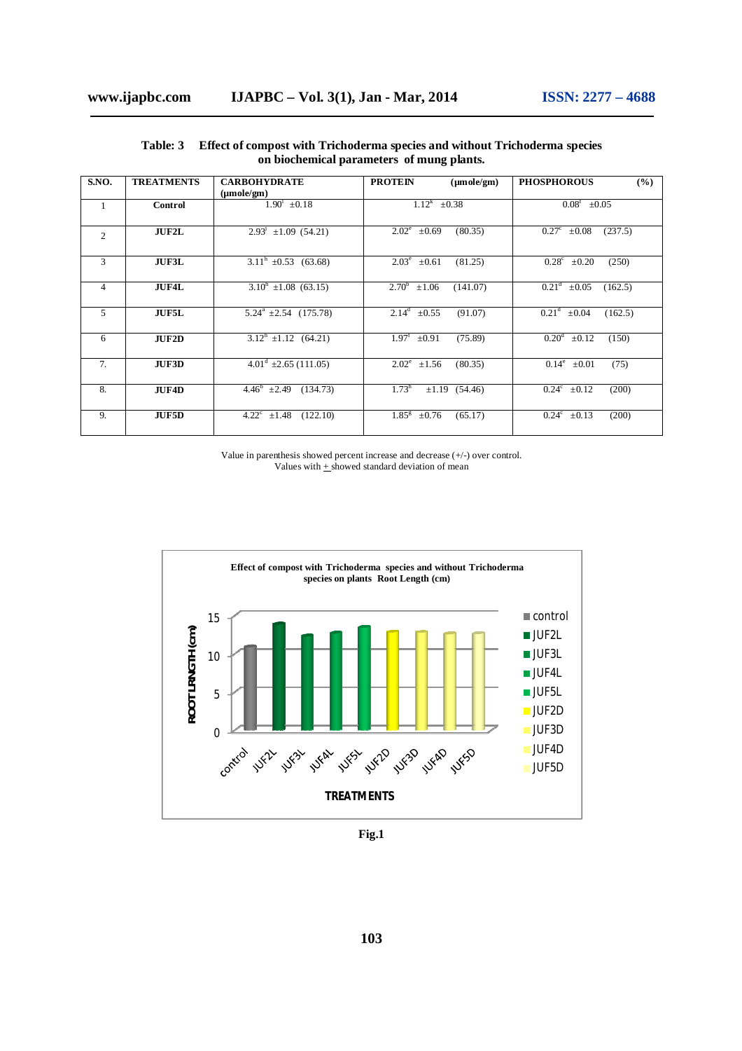**Table: 3 Effect of compost with Trichoderma species and without Trichoderma species on biochemical parameters of mung plants.**

| S.NO. | TREATMENTS | CARBOHYDRATE (μmole/gm) | PROTEIN (μmole/gm) | PHOSPHOROUS (%) |
|---|---|---|---|---|
| 1 | Control | $1.90^{i}$ ±0.18 | $1.12^{k}$ ±0.38 | $0.08^{f}$ ±0.05 |
| 2 | JUF2L | $2.93^{i}$ ±1.09 (54.21) | $2.02^{e}$ ±0.69 (80.35) | $0.27^{c}$ ±0.08 (237.5) |
| 3 | JUF3L | $3.11^{h}$ ±0.53 (63.68) | $2.03^{e}$ ±0.61 (81.25) | $0.28^{c}$ ±0.20 (250) |
| 4 | JUF4L | $3.10^{h}$ ±1.08 (63.15) | $2.70^{b}$ ±1.06 (141.07) | $0.21^{d}$ ±0.05 (162.5) |
| 5 | JUF5L | $5.24^{a}$ ±2.54 (175.78) | $2.14^{d}$ ±0.55 (91.07) | $0.21^{d}$ ±0.04 (162.5) |
| 6 | JUF2D | $3.12^{h}$ ±1.12 (64.21) | $1.97^{f}$ ±0.91 (75.89) | $0.20^{d}$ ±0.12 (150) |
| 7. | JUF3D | $4.01^{d}$ ±2.65 (111.05) | $2.02^{e}$ ±1.56 (80.35) | $0.14^{e}$ ±0.01 (75) |
| 8. | JUF4D | $4.46^{b}$ ±2.49 (134.73) | $1.73^{h}$ ±1.19 (54.46) | $0.24^{c}$ ±0.12 (200) |
| 9. | JUF5D | $4.22^{c}$ ±1.48 (122.10) | $1.85^{g}$ ±0.76 (65.17) | $0.24^{c}$ ±0.13 (200) |

Value in parenthesis showed percent increase and decrease (+/-) over control.
Values with ± showed standard deviation of mean

**Effect of compost with Trichoderma species and without Trichoderma species on plants Root Length (cm)**

| TREATMENTS | ROOT LRNGTH (cm) |
|---|---|
| control | ~11 |
| JUF2L | ~14 |
| JUF3L | ~12.5 |
| JUF4L | ~13 |
| JUF5L | ~13.5 |
| JUF2D | ~13 |
| JUF3D | ~13 |
| JUF4D | ~12.8 |
| JUF5D | ~12.8 |

**Fig.1**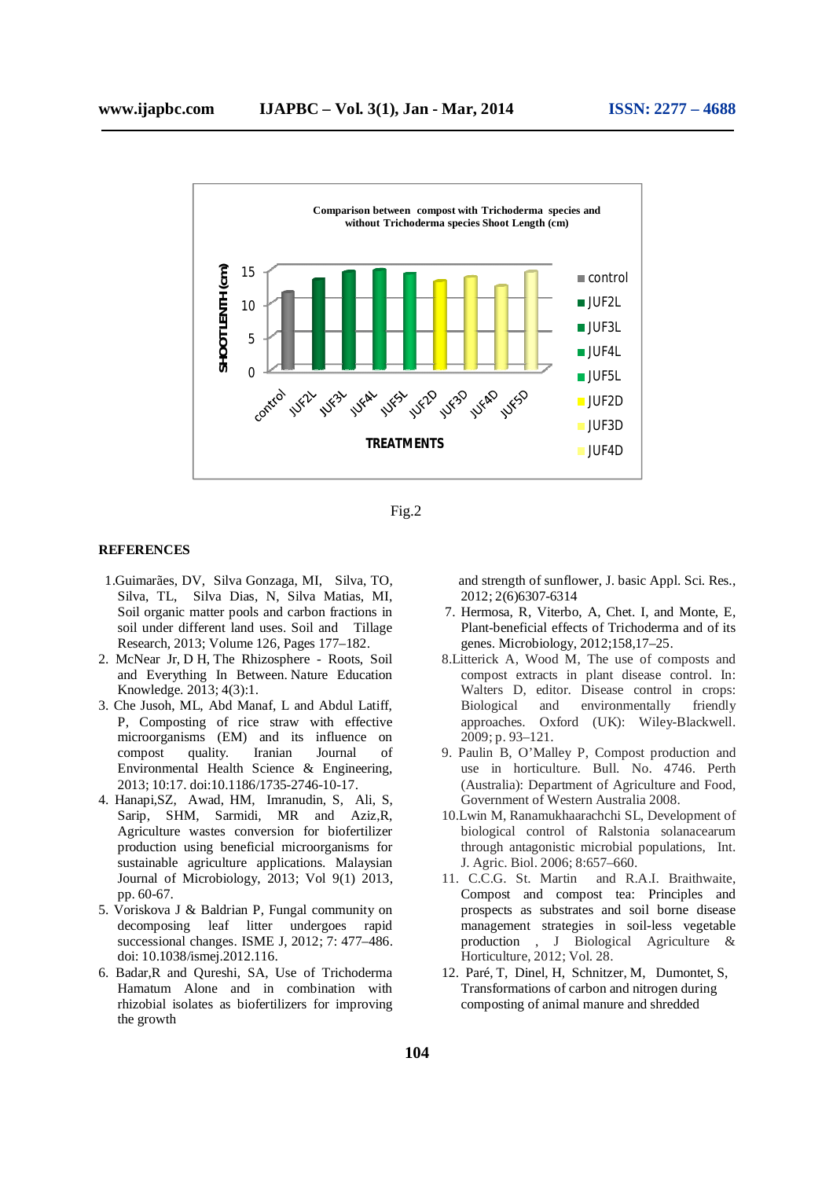Comparison between compost with Trichoderma species and without Trichoderma species Shoot Length (cm)

Fig.2

## REFERENCES

1. Guimarães, DV, Silva Gonzaga, MI, Silva, TO, Silva, TL, Silva Dias, N, Silva Matias, MI, Soil organic matter pools and carbon fractions in soil under different land uses. Soil and Tillage Research, 2013; Volume 126, Pages 177–182.
2. McNear Jr, D H, The Rhizosphere - Roots, Soil and Everything In Between. Nature Education Knowledge. 2013; 4(3):1.
3. Che Jusoh, ML, Abd Manaf, L and Abdul Latiff, P, Composting of rice straw with effective microorganisms (EM) and its influence on compost quality. Iranian Journal of Environmental Health Science & Engineering, 2013; 10:17. doi:10.1186/1735-2746-10-17.
4. Hanapi,SZ, Awad, HM, Imranudin, S, Ali, S, Sarip, SHM, Sarmidi, MR and Aziz,R, Agriculture wastes conversion for biofertilizer production using beneficial microorganisms for sustainable agriculture applications. Malaysian Journal of Microbiology, 2013; Vol 9(1) 2013, pp. 60-67.
5. Voriskova J & Baldrian P, Fungal community on decomposing leaf litter undergoes rapid successional changes. ISME J, 2012; 7: 477–486. doi: 10.1038/ismej.2012.116.
6. Badar,R and Qureshi, SA, Use of Trichoderma Hamatum Alone and in combination with rhizobial isolates as biofertilizers for improving the growth and strength of sunflower, J. basic Appl. Sci. Res., 2012; 2(6)6307-6314
7. Hermosa, R, Viterbo, A, Chet. I, and Monte, E, Plant-beneficial effects of Trichoderma and of its genes. Microbiology, 2012;158,17–25.
8. Litterick A, Wood M, The use of composts and compost extracts in plant disease control. In: Walters D, editor. Disease control in crops: Biological and environmentally friendly approaches. Oxford (UK): Wiley-Blackwell. 2009; p. 93–121.
9. Paulin B, O'Malley P, Compost production and use in horticulture. Bull. No. 4746. Perth (Australia): Department of Agriculture and Food, Government of Western Australia 2008.
10. Lwin M, Ranamukhaarachchi SL, Development of biological control of Ralstonia solanacearum through antagonistic microbial populations, Int. J. Agric. Biol. 2006; 8:657–660.
11. C.C.G. St. Martin and R.A.I. Braithwaite, Compost and compost tea: Principles and prospects as substrates and soil borne disease management strategies in soil-less vegetable production , J Biological Agriculture & Horticulture, 2012; Vol. 28.
12. Paré, T, Dinel, H, Schnitzer, M, Dumontet, S, Transformations of carbon and nitrogen during composting of animal manure and shredded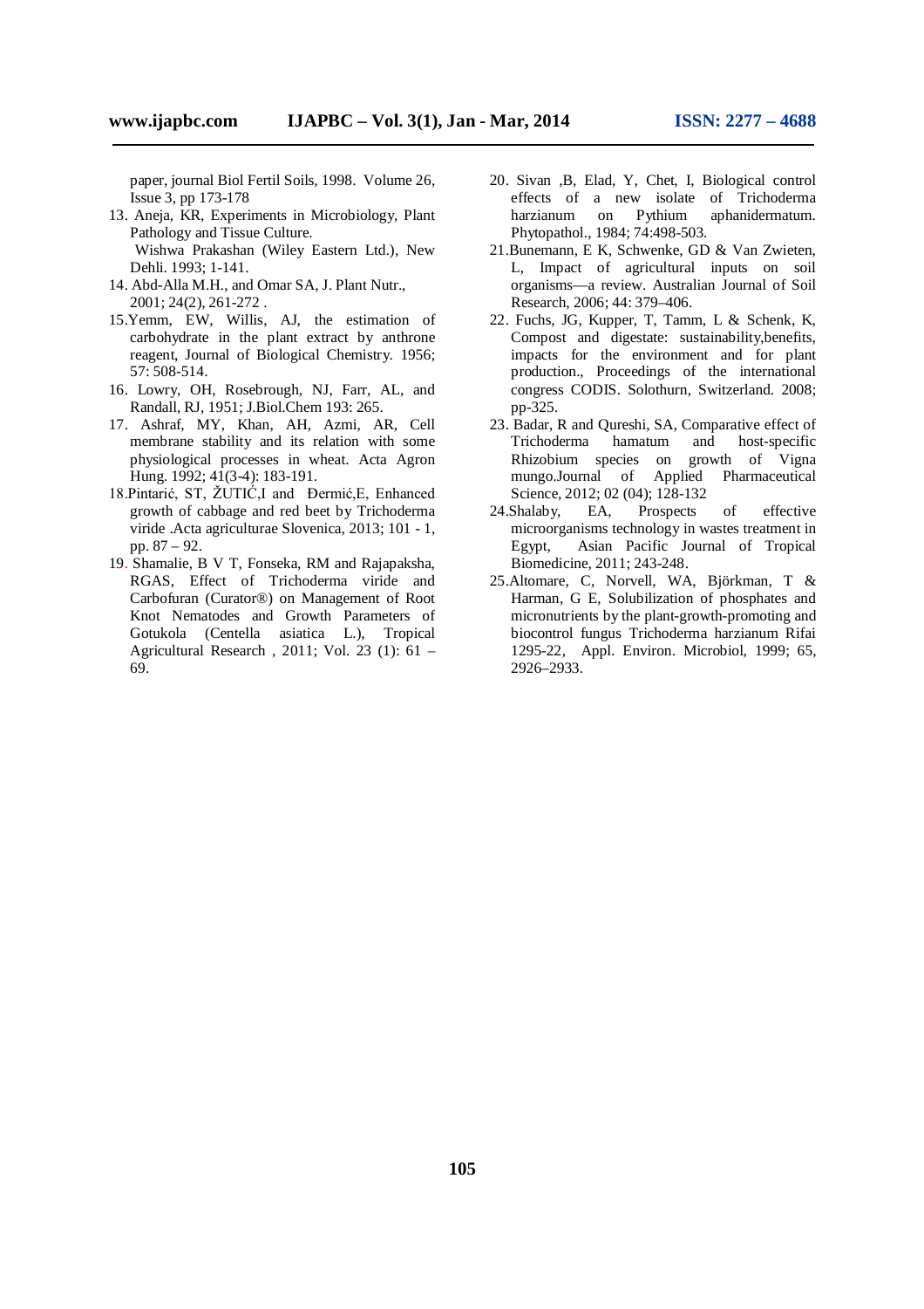paper, journal Biol Fertil Soils, 1998. Volume 26, Issue 3, pp 173-178

13. Aneja, KR, Experiments in Microbiology, Plant Pathology and Tissue Culture. Wishwa Prakashan (Wiley Eastern Ltd.), New Dehli. 1993; 1-141.
14. Abd-Alla M.H., and Omar SA, J. Plant Nutr., 2001; 24(2), 261-272 .
15. Yemm, EW, Willis, AJ, the estimation of carbohydrate in the plant extract by anthrone reagent, Journal of Biological Chemistry. 1956; 57: 508-514.
16. Lowry, OH, Rosebrough, NJ, Farr, AL, and Randall, RJ, 1951; J.Biol.Chem 193: 265.
17. Ashraf, MY, Khan, AH, Azmi, AR, Cell membrane stability and its relation with some physiological processes in wheat. Acta Agron Hung. 1992; 41(3-4): 183-191.
18. Pintarić, ST, ŽUTIĆ,I and Đermić,E, Enhanced growth of cabbage and red beet by Trichoderma viride .Acta agriculturae Slovenica, 2013; 101 - 1, pp. 87 – 92.
19. Shamalie, B V T, Fonseka, RM and Rajapaksha, RGAS, Effect of Trichoderma viride and Carbofuran (Curator®) on Management of Root Knot Nematodes and Growth Parameters of Gotukola (Centella asiatica L.), Tropical Agricultural Research , 2011; Vol. 23 (1): 61 – 69.
20. Sivan ,B, Elad, Y, Chet, I, Biological control effects of a new isolate of Trichoderma harzianum on Pythium aphanidermatum. Phytopathol., 1984; 74:498-503.
21. Bunemann, E K, Schwenke, GD & Van Zwieten, L, Impact of agricultural inputs on soil organisms—a review. Australian Journal of Soil Research, 2006; 44: 379–406.
22. Fuchs, JG, Kupper, T, Tamm, L & Schenk, K, Compost and digestate: sustainability,benefits, impacts for the environment and for plant production., Proceedings of the international congress CODIS. Solothurn, Switzerland. 2008; pp-325.
23. Badar, R and Qureshi, SA, Comparative effect of Trichoderma hamatum and host-specific Rhizobium species on growth of Vigna mungo.Journal of Applied Pharmaceutical Science, 2012; 02 (04); 128-132
24. Shalaby, EA, Prospects of effective microorganisms technology in wastes treatment in Egypt, Asian Pacific Journal of Tropical Biomedicine, 2011; 243-248.
25. Altomare, C, Norvell, WA, Björkman, T & Harman, G E, Solubilization of phosphates and micronutrients by the plant-growth-promoting and biocontrol fungus Trichoderma harzianum Rifai 1295-22, Appl. Environ. Microbiol, 1999; 65, 2926–2933.